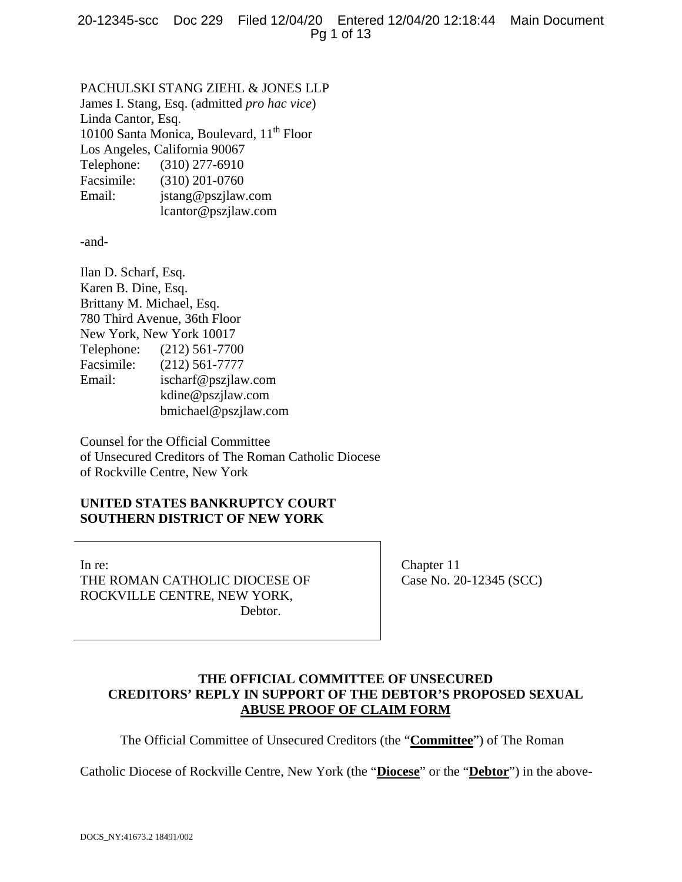PACHULSKI STANG ZIEHL & JONES LLP
James I. Stang, Esq. (admitted *pro hac vice*)
Linda Cantor, Esq.
10100 Santa Monica, Boulevard, 11th Floor
Los Angeles, California 90067
Telephone: (310) 277-6910
Facsimile: (310) 201-0760
Email: jstang@pszjlaw.com
lcantor@pszjlaw.com

-and-

Ilan D. Scharf, Esq.
Karen B. Dine, Esq.
Brittany M. Michael, Esq.
780 Third Avenue, 36th Floor
New York, New York 10017
Telephone: (212) 561-7700
Facsimile: (212) 561-7777
Email: ischarf@pszjlaw.com
kdine@pszjlaw.com
bmichael@pszjlaw.com

Counsel for the Official Committee
of Unsecured Creditors of The Roman Catholic Diocese
of Rockville Centre, New York

**UNITED STATES BANKRUPTCY COURT**
**SOUTHERN DISTRICT OF NEW YORK**

| | |
|---|---|
| In re: THE ROMAN CATHOLIC DIOCESE OF ROCKVILLE CENTRE, NEW YORK, Debtor. | Chapter 11 Case No. 20-12345 (SCC) |

**THE OFFICIAL COMMITTEE OF UNSECURED CREDITORS' REPLY IN SUPPORT OF THE DEBTOR'S PROPOSED SEXUAL ABUSE PROOF OF CLAIM FORM**

The Official Committee of Unsecured Creditors (the "**Committee**") of The Roman Catholic Diocese of Rockville Centre, New York (the "**Diocese**" or the "**Debtor**") in the above-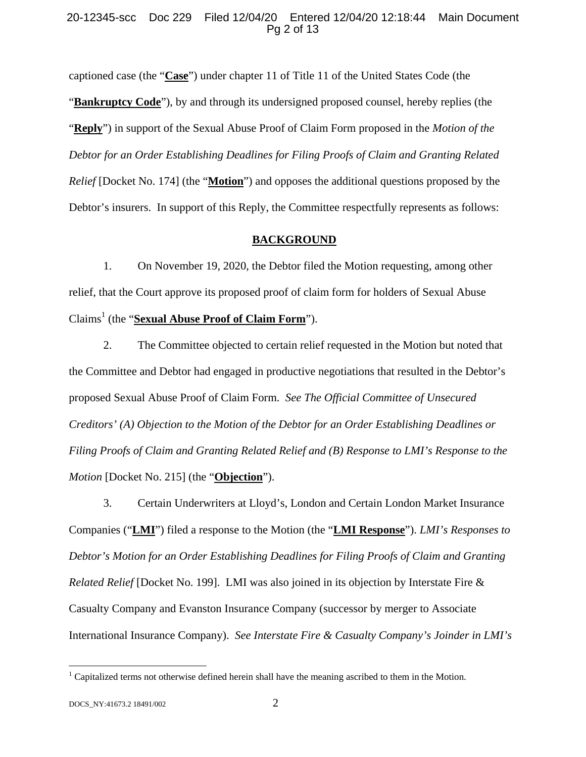captioned case (the "**Case**") under chapter 11 of Title 11 of the United States Code (the "**Bankruptcy Code**"), by and through its undersigned proposed counsel, hereby replies (the "**Reply**") in support of the Sexual Abuse Proof of Claim Form proposed in the *Motion of the Debtor for an Order Establishing Deadlines for Filing Proofs of Claim and Granting Related Relief* [Docket No. 174] (the "**Motion**") and opposes the additional questions proposed by the Debtor's insurers. In support of this Reply, the Committee respectfully represents as follows:

## BACKGROUND

1. On November 19, 2020, the Debtor filed the Motion requesting, among other relief, that the Court approve its proposed proof of claim form for holders of Sexual Abuse Claims[1] (the "**Sexual Abuse Proof of Claim Form**").

2. The Committee objected to certain relief requested in the Motion but noted that the Committee and Debtor had engaged in productive negotiations that resulted in the Debtor's proposed Sexual Abuse Proof of Claim Form. *See The Official Committee of Unsecured Creditors' (A) Objection to the Motion of the Debtor for an Order Establishing Deadlines or Filing Proofs of Claim and Granting Related Relief and (B) Response to LMI's Response to the Motion* [Docket No. 215] (the "**Objection**").

3. Certain Underwriters at Lloyd's, London and Certain London Market Insurance Companies ("**LMI**") filed a response to the Motion (the "**LMI Response**"). *LMI's Responses to Debtor's Motion for an Order Establishing Deadlines for Filing Proofs of Claim and Granting Related Relief* [Docket No. 199]. LMI was also joined in its objection by Interstate Fire & Casualty Company and Evanston Insurance Company (successor by merger to Associate International Insurance Company). *See Interstate Fire & Casualty Company's Joinder in LMI's*

[1] Capitalized terms not otherwise defined herein shall have the meaning ascribed to them in the Motion.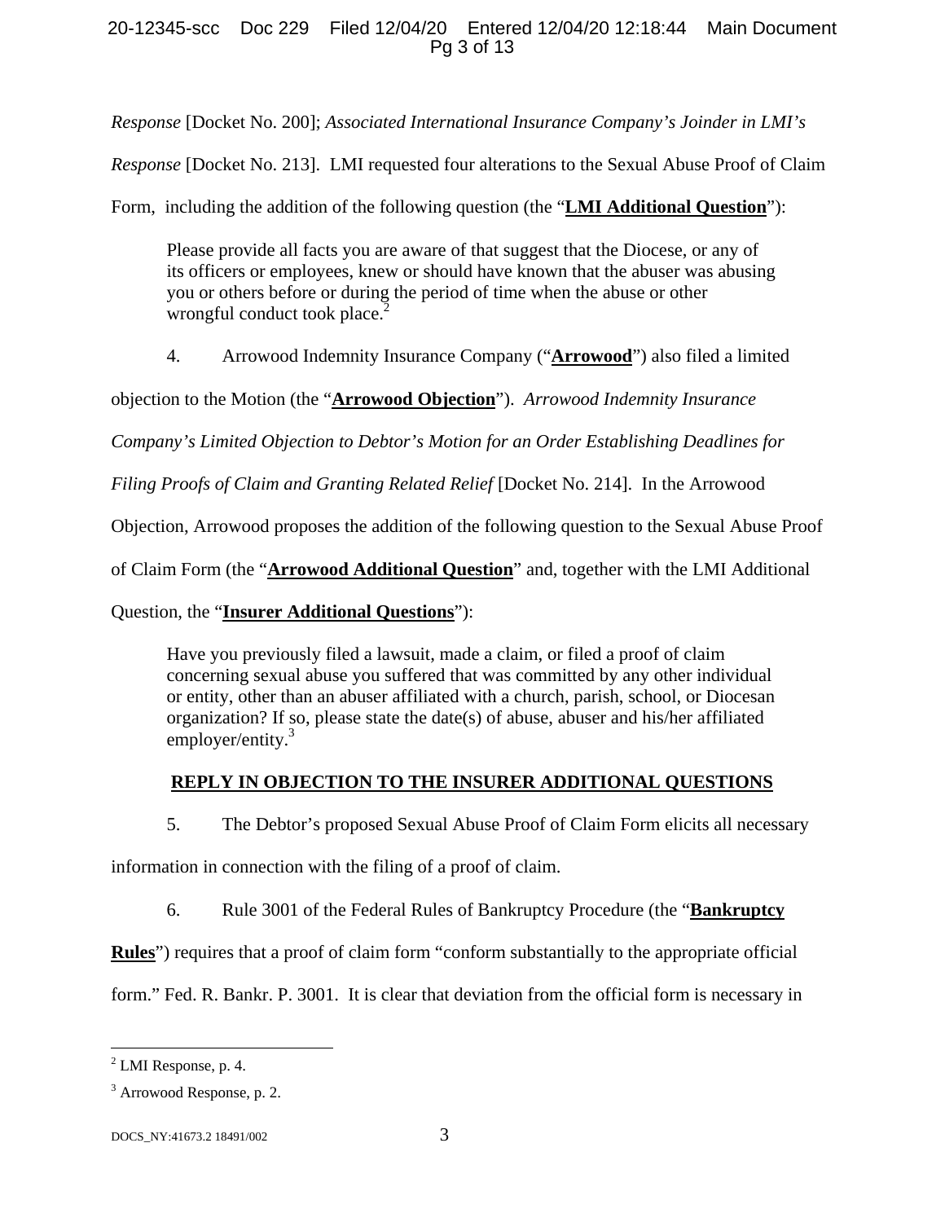*Response* [Docket No. 200]; *Associated International Insurance Company's Joinder in LMI's Response* [Docket No. 213]. LMI requested four alterations to the Sexual Abuse Proof of Claim Form, including the addition of the following question (the "**LMI Additional Question**"):

> Please provide all facts you are aware of that suggest that the Diocese, or any of its officers or employees, knew or should have known that the abuser was abusing you or others before or during the period of time when the abuse or other wrongful conduct took place.[2]

4. Arrowood Indemnity Insurance Company ("**Arrowood**") also filed a limited objection to the Motion (the "**Arrowood Objection**"). *Arrowood Indemnity Insurance Company's Limited Objection to Debtor's Motion for an Order Establishing Deadlines for Filing Proofs of Claim and Granting Related Relief* [Docket No. 214]. In the Arrowood Objection, Arrowood proposes the addition of the following question to the Sexual Abuse Proof of Claim Form (the "**Arrowood Additional Question**" and, together with the LMI Additional Question, the "**Insurer Additional Questions**"):

> Have you previously filed a lawsuit, made a claim, or filed a proof of claim concerning sexual abuse you suffered that was committed by any other individual or entity, other than an abuser affiliated with a church, parish, school, or Diocesan organization? If so, please state the date(s) of abuse, abuser and his/her affiliated employer/entity.[3]

## REPLY IN OBJECTION TO THE INSURER ADDITIONAL QUESTIONS

5. The Debtor's proposed Sexual Abuse Proof of Claim Form elicits all necessary information in connection with the filing of a proof of claim.

6. Rule 3001 of the Federal Rules of Bankruptcy Procedure (the "**Bankruptcy Rules**") requires that a proof of claim form "conform substantially to the appropriate official form." Fed. R. Bankr. P. 3001. It is clear that deviation from the official form is necessary in

---

[2] LMI Response, p. 4.

[3] Arrowood Response, p. 2.

DOCS_NY:41673.2 18491/002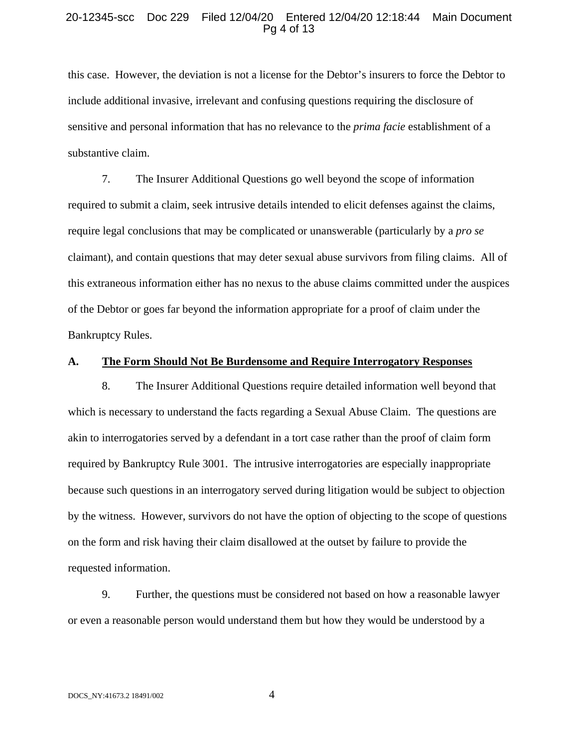this case. However, the deviation is not a license for the Debtor's insurers to force the Debtor to include additional invasive, irrelevant and confusing questions requiring the disclosure of sensitive and personal information that has no relevance to the *prima facie* establishment of a substantive claim.

7. The Insurer Additional Questions go well beyond the scope of information required to submit a claim, seek intrusive details intended to elicit defenses against the claims, require legal conclusions that may be complicated or unanswerable (particularly by a *pro se* claimant), and contain questions that may deter sexual abuse survivors from filing claims. All of this extraneous information either has no nexus to the abuse claims committed under the auspices of the Debtor or goes far beyond the information appropriate for a proof of claim under the Bankruptcy Rules.

## A. <u>The Form Should Not Be Burdensome and Require Interrogatory Responses</u>

8. The Insurer Additional Questions require detailed information well beyond that which is necessary to understand the facts regarding a Sexual Abuse Claim. The questions are akin to interrogatories served by a defendant in a tort case rather than the proof of claim form required by Bankruptcy Rule 3001. The intrusive interrogatories are especially inappropriate because such questions in an interrogatory served during litigation would be subject to objection by the witness. However, survivors do not have the option of objecting to the scope of questions on the form and risk having their claim disallowed at the outset by failure to provide the requested information.

9. Further, the questions must be considered not based on how a reasonable lawyer or even a reasonable person would understand them but how they would be understood by a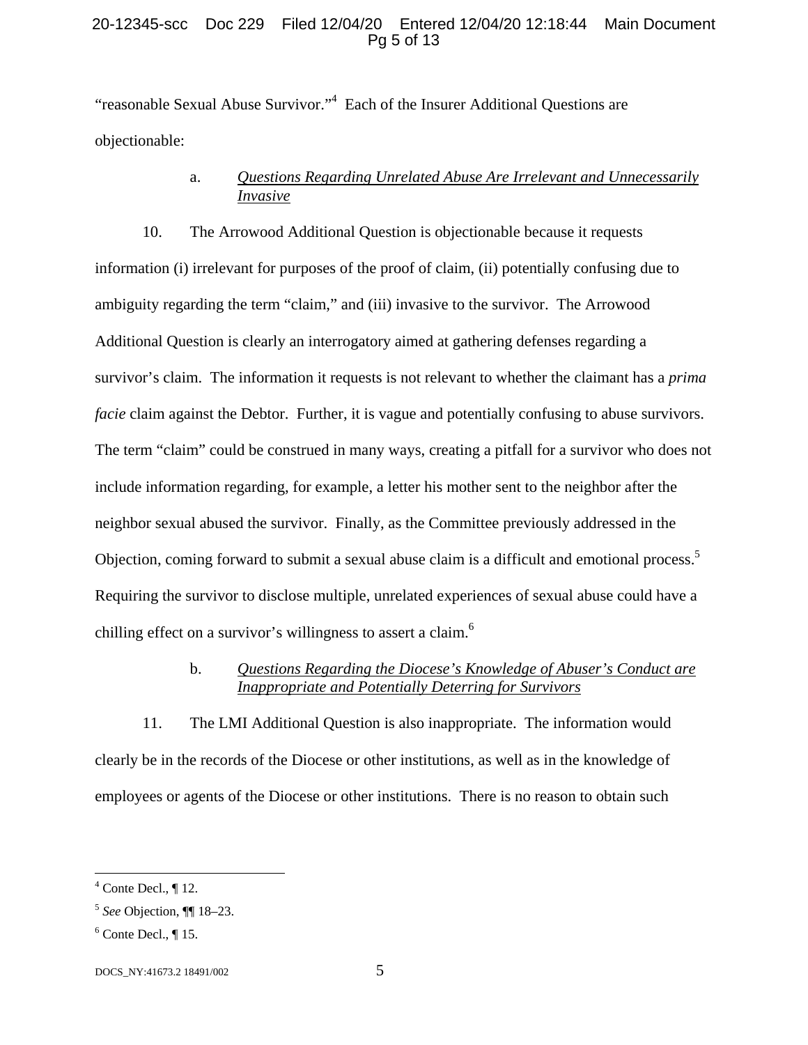"reasonable Sexual Abuse Survivor."[4] Each of the Insurer Additional Questions are objectionable:

a. *Questions Regarding Unrelated Abuse Are Irrelevant and Unnecessarily Invasive*

10. The Arrowood Additional Question is objectionable because it requests information (i) irrelevant for purposes of the proof of claim, (ii) potentially confusing due to ambiguity regarding the term "claim," and (iii) invasive to the survivor. The Arrowood Additional Question is clearly an interrogatory aimed at gathering defenses regarding a survivor's claim. The information it requests is not relevant to whether the claimant has a *prima facie* claim against the Debtor. Further, it is vague and potentially confusing to abuse survivors. The term "claim" could be construed in many ways, creating a pitfall for a survivor who does not include information regarding, for example, a letter his mother sent to the neighbor after the neighbor sexual abused the survivor. Finally, as the Committee previously addressed in the Objection, coming forward to submit a sexual abuse claim is a difficult and emotional process.[5] Requiring the survivor to disclose multiple, unrelated experiences of sexual abuse could have a chilling effect on a survivor's willingness to assert a claim.[6]

b. *Questions Regarding the Diocese's Knowledge of Abuser's Conduct are Inappropriate and Potentially Deterring for Survivors*

11. The LMI Additional Question is also inappropriate. The information would clearly be in the records of the Diocese or other institutions, as well as in the knowledge of employees or agents of the Diocese or other institutions. There is no reason to obtain such

---

[4] Conte Decl., ¶ 12.

[5] *See* Objection, ¶¶ 18–23.

[6] Conte Decl., ¶ 15.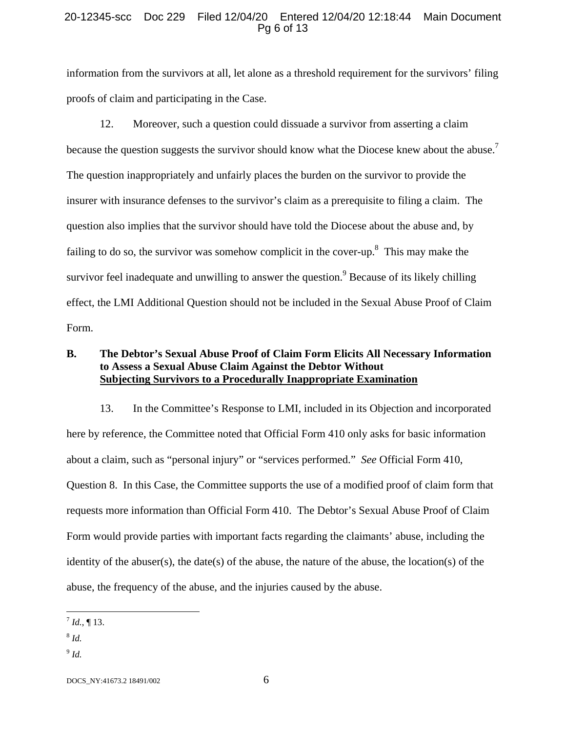information from the survivors at all, let alone as a threshold requirement for the survivors' filing proofs of claim and participating in the Case.

12. Moreover, such a question could dissuade a survivor from asserting a claim because the question suggests the survivor should know what the Diocese knew about the abuse.[7] The question inappropriately and unfairly places the burden on the survivor to provide the insurer with insurance defenses to the survivor's claim as a prerequisite to filing a claim. The question also implies that the survivor should have told the Diocese about the abuse and, by failing to do so, the survivor was somehow complicit in the cover-up.[8] This may make the survivor feel inadequate and unwilling to answer the question.[9] Because of its likely chilling effect, the LMI Additional Question should not be included in the Sexual Abuse Proof of Claim Form.

### B. The Debtor's Sexual Abuse Proof of Claim Form Elicits All Necessary Information to Assess a Sexual Abuse Claim Against the Debtor Without Subjecting Survivors to a Procedurally Inappropriate Examination

13. In the Committee's Response to LMI, included in its Objection and incorporated here by reference, the Committee noted that Official Form 410 only asks for basic information about a claim, such as "personal injury" or "services performed." *See* Official Form 410, Question 8. In this Case, the Committee supports the use of a modified proof of claim form that requests more information than Official Form 410. The Debtor's Sexual Abuse Proof of Claim Form would provide parties with important facts regarding the claimants' abuse, including the identity of the abuser(s), the date(s) of the abuse, the nature of the abuse, the location(s) of the abuse, the frequency of the abuse, and the injuries caused by the abuse.

---

[7] *Id.*, ¶ 13.

[8] *Id.*

[9] *Id.*

DOCS_NY:41673.2 18491/002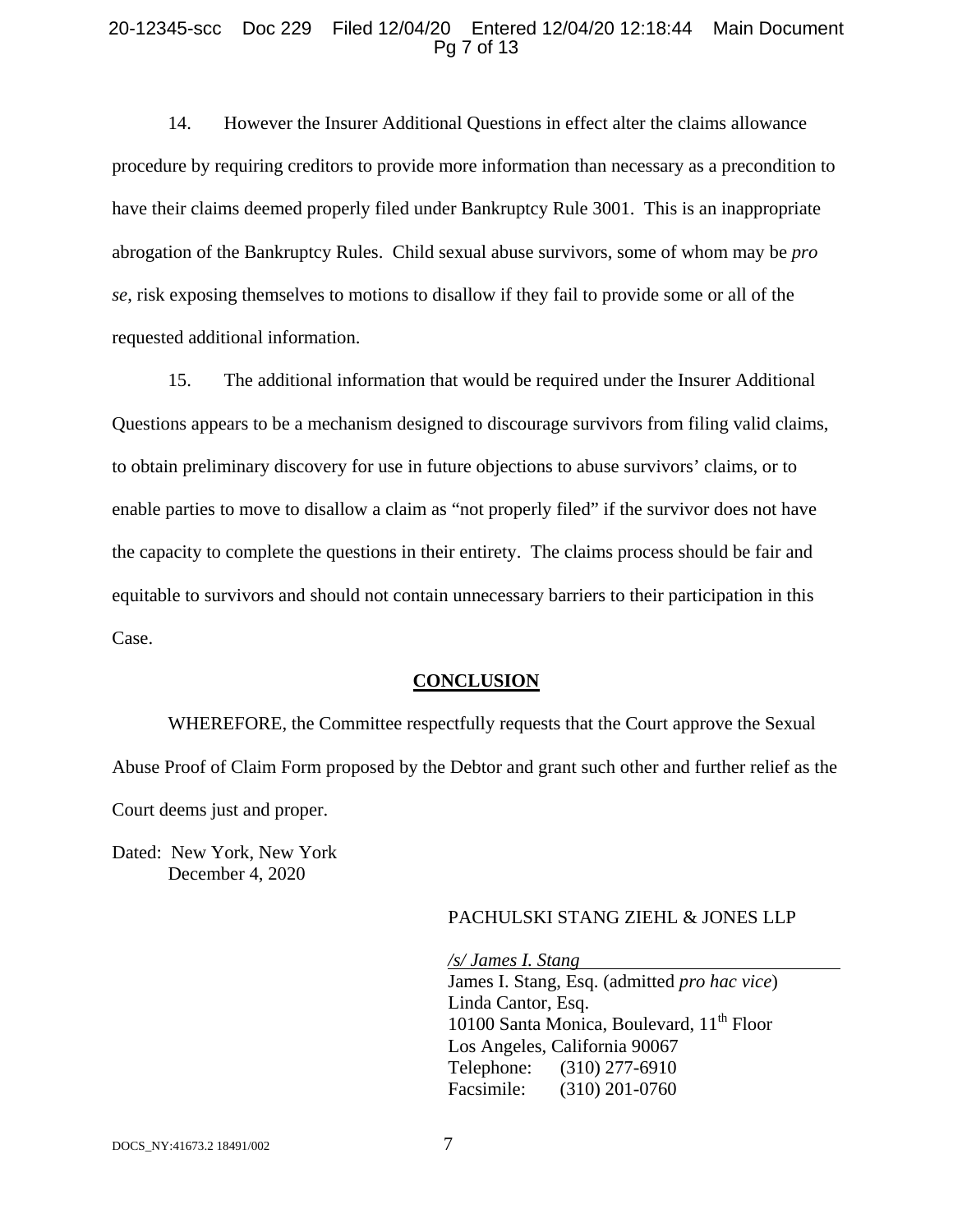14. However the Insurer Additional Questions in effect alter the claims allowance procedure by requiring creditors to provide more information than necessary as a precondition to have their claims deemed properly filed under Bankruptcy Rule 3001. This is an inappropriate abrogation of the Bankruptcy Rules. Child sexual abuse survivors, some of whom may be *pro se*, risk exposing themselves to motions to disallow if they fail to provide some or all of the requested additional information.

15. The additional information that would be required under the Insurer Additional Questions appears to be a mechanism designed to discourage survivors from filing valid claims, to obtain preliminary discovery for use in future objections to abuse survivors' claims, or to enable parties to move to disallow a claim as "not properly filed" if the survivor does not have the capacity to complete the questions in their entirety. The claims process should be fair and equitable to survivors and should not contain unnecessary barriers to their participation in this Case.

## CONCLUSION

WHEREFORE, the Committee respectfully requests that the Court approve the Sexual Abuse Proof of Claim Form proposed by the Debtor and grant such other and further relief as the Court deems just and proper.

Dated: New York, New York
December 4, 2020

PACHULSKI STANG ZIEHL & JONES LLP

*/s/ James I. Stang*
James I. Stang, Esq. (admitted *pro hac vice*)
Linda Cantor, Esq.
10100 Santa Monica, Boulevard, 11th Floor
Los Angeles, California 90067
Telephone: (310) 277-6910
Facsimile: (310) 201-0760

DOCS_NY:41673.2 18491/002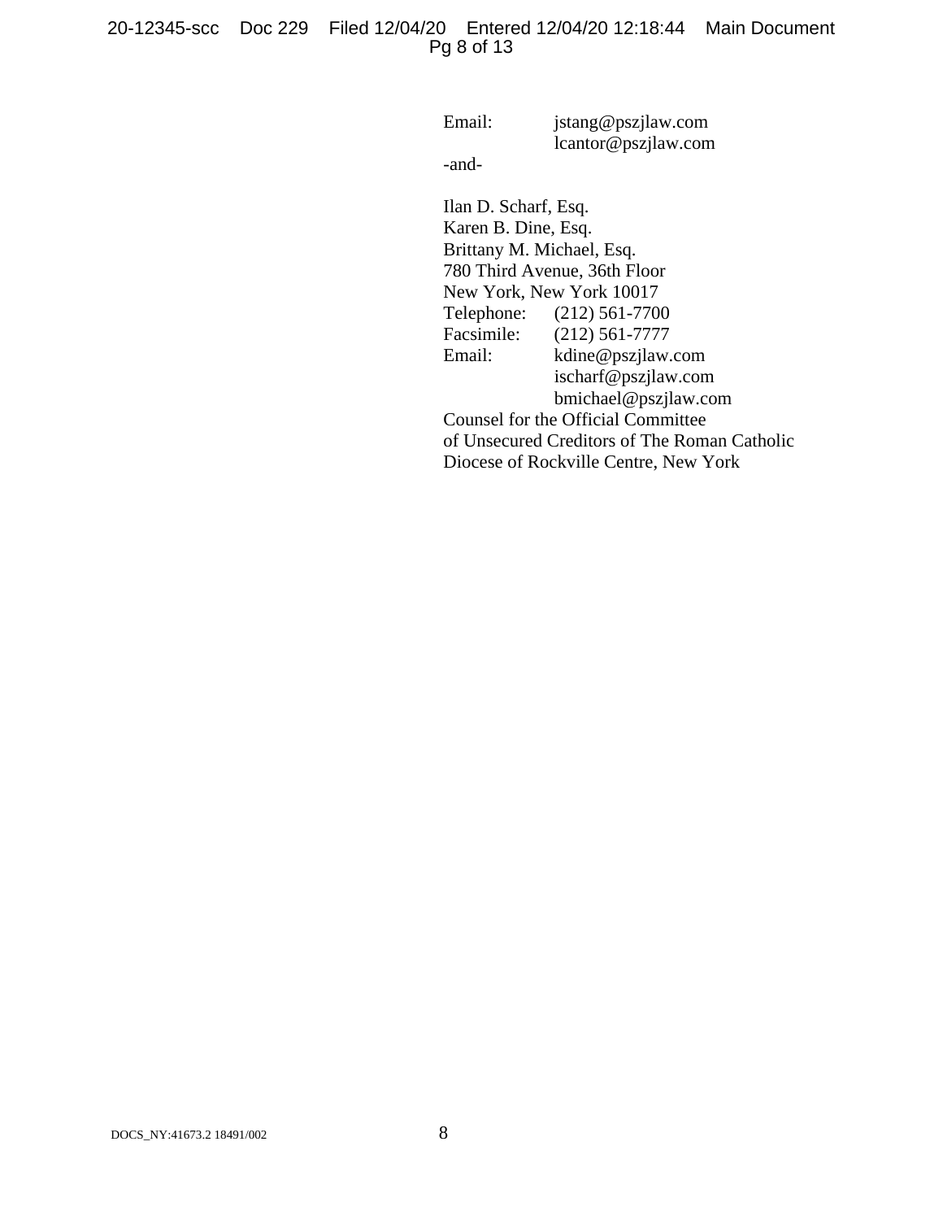Email: jstang@pszjlaw.com
lcantor@pszjlaw.com

-and-

Ilan D. Scharf, Esq.
Karen B. Dine, Esq.
Brittany M. Michael, Esq.
780 Third Avenue, 36th Floor
New York, New York 10017
Telephone: (212) 561-7700
Facsimile: (212) 561-7777
Email: kdine@pszjlaw.com
ischarf@pszjlaw.com
bmichael@pszjlaw.com

Counsel for the Official Committee
of Unsecured Creditors of The Roman Catholic
Diocese of Rockville Centre, New York

DOCS_NY:41673.2 18491/002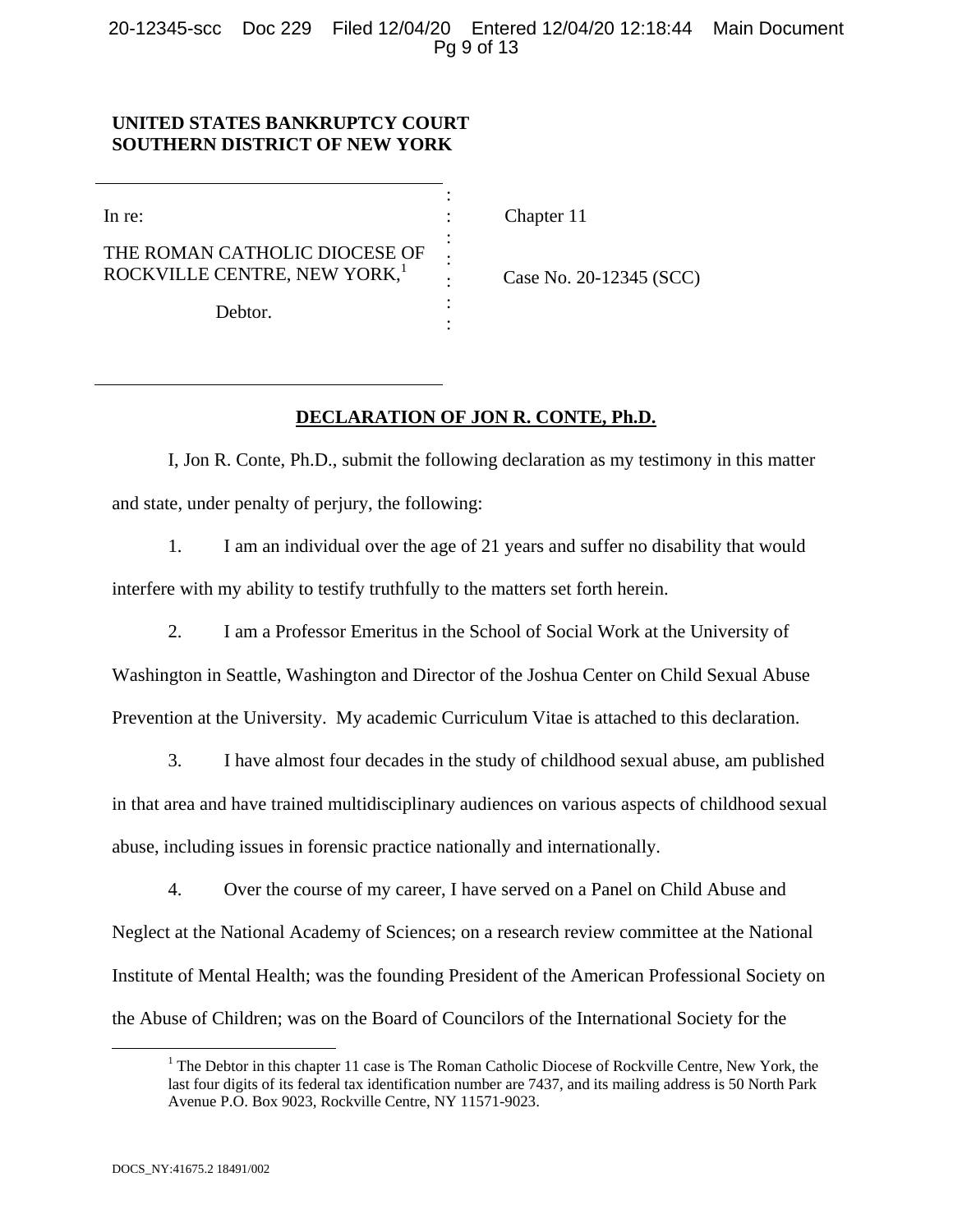**UNITED STATES BANKRUPTCY COURT**
**SOUTHERN DISTRICT OF NEW YORK**

| | | |
|---|---|---|
| In re: | : | Chapter 11 |
| THE ROMAN CATHOLIC DIOCESE OF ROCKVILLE CENTRE, NEW YORK,[1] | : | Case No. 20-12345 (SCC) |
| Debtor. | : | |

**DECLARATION OF JON R. CONTE, Ph.D.**

I, Jon R. Conte, Ph.D., submit the following declaration as my testimony in this matter and state, under penalty of perjury, the following:

1. I am an individual over the age of 21 years and suffer no disability that would interfere with my ability to testify truthfully to the matters set forth herein.

2. I am a Professor Emeritus in the School of Social Work at the University of Washington in Seattle, Washington and Director of the Joshua Center on Child Sexual Abuse Prevention at the University. My academic Curriculum Vitae is attached to this declaration.

3. I have almost four decades in the study of childhood sexual abuse, am published in that area and have trained multidisciplinary audiences on various aspects of childhood sexual abuse, including issues in forensic practice nationally and internationally.

4. Over the course of my career, I have served on a Panel on Child Abuse and Neglect at the National Academy of Sciences; on a research review committee at the National Institute of Mental Health; was the founding President of the American Professional Society on the Abuse of Children; was on the Board of Councilors of the International Society for the

[1] The Debtor in this chapter 11 case is The Roman Catholic Diocese of Rockville Centre, New York, the last four digits of its federal tax identification number are 7437, and its mailing address is 50 North Park Avenue P.O. Box 9023, Rockville Centre, NY 11571-9023.

DOCS_NY:41675.2 18491/002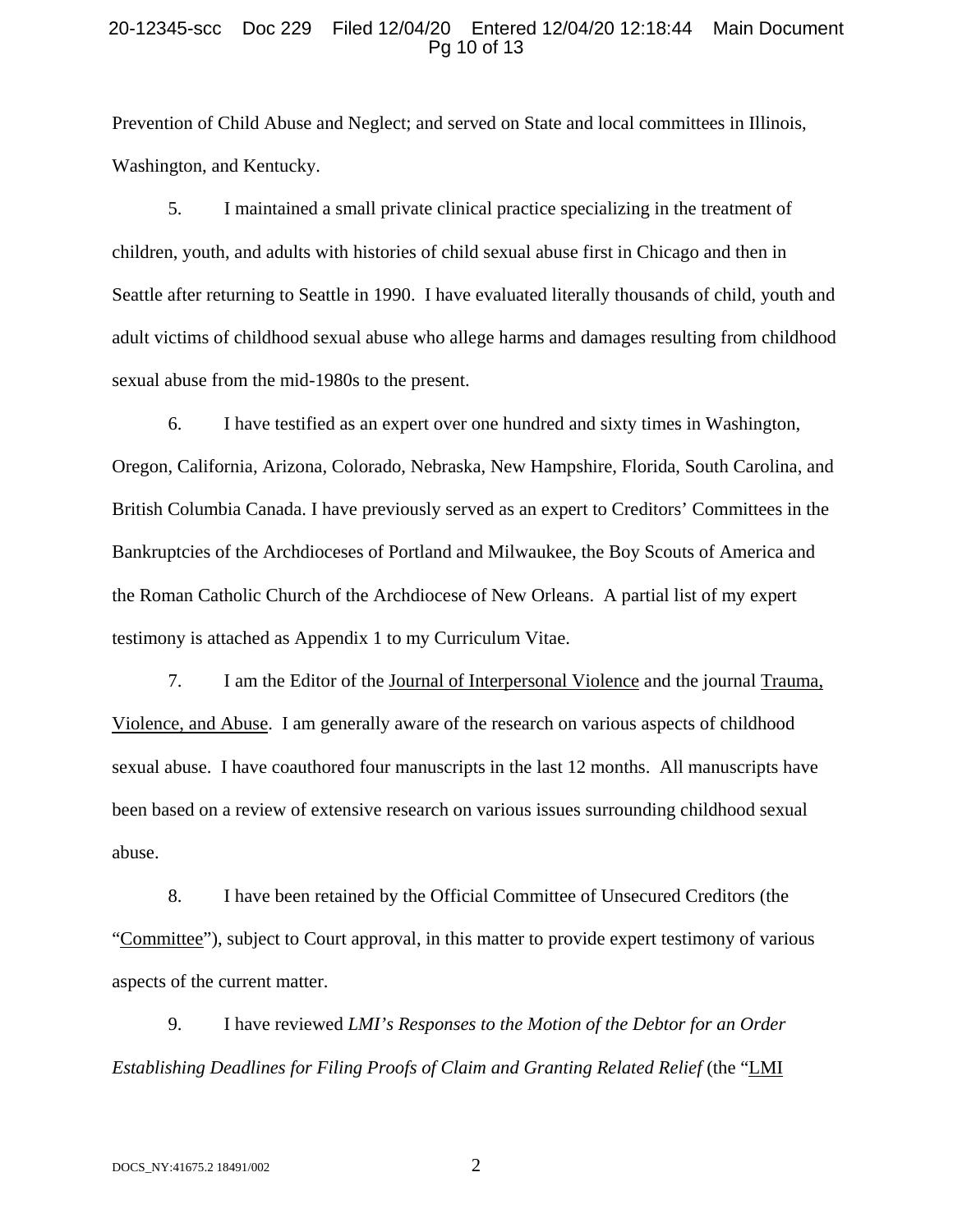Prevention of Child Abuse and Neglect; and served on State and local committees in Illinois, Washington, and Kentucky.

5. I maintained a small private clinical practice specializing in the treatment of children, youth, and adults with histories of child sexual abuse first in Chicago and then in Seattle after returning to Seattle in 1990. I have evaluated literally thousands of child, youth and adult victims of childhood sexual abuse who allege harms and damages resulting from childhood sexual abuse from the mid-1980s to the present.

6. I have testified as an expert over one hundred and sixty times in Washington, Oregon, California, Arizona, Colorado, Nebraska, New Hampshire, Florida, South Carolina, and British Columbia Canada. I have previously served as an expert to Creditors' Committees in the Bankruptcies of the Archdioceses of Portland and Milwaukee, the Boy Scouts of America and the Roman Catholic Church of the Archdiocese of New Orleans. A partial list of my expert testimony is attached as Appendix 1 to my Curriculum Vitae.

7. I am the Editor of the <u>Journal of Interpersonal Violence</u> and the journal <u>Trauma, Violence, and Abuse</u>. I am generally aware of the research on various aspects of childhood sexual abuse. I have coauthored four manuscripts in the last 12 months. All manuscripts have been based on a review of extensive research on various issues surrounding childhood sexual abuse.

8. I have been retained by the Official Committee of Unsecured Creditors (the "<u>Committee</u>"), subject to Court approval, in this matter to provide expert testimony of various aspects of the current matter.

9. I have reviewed *LMI's Responses to the Motion of the Debtor for an Order Establishing Deadlines for Filing Proofs of Claim and Granting Related Relief* (the "<u>LMI</u>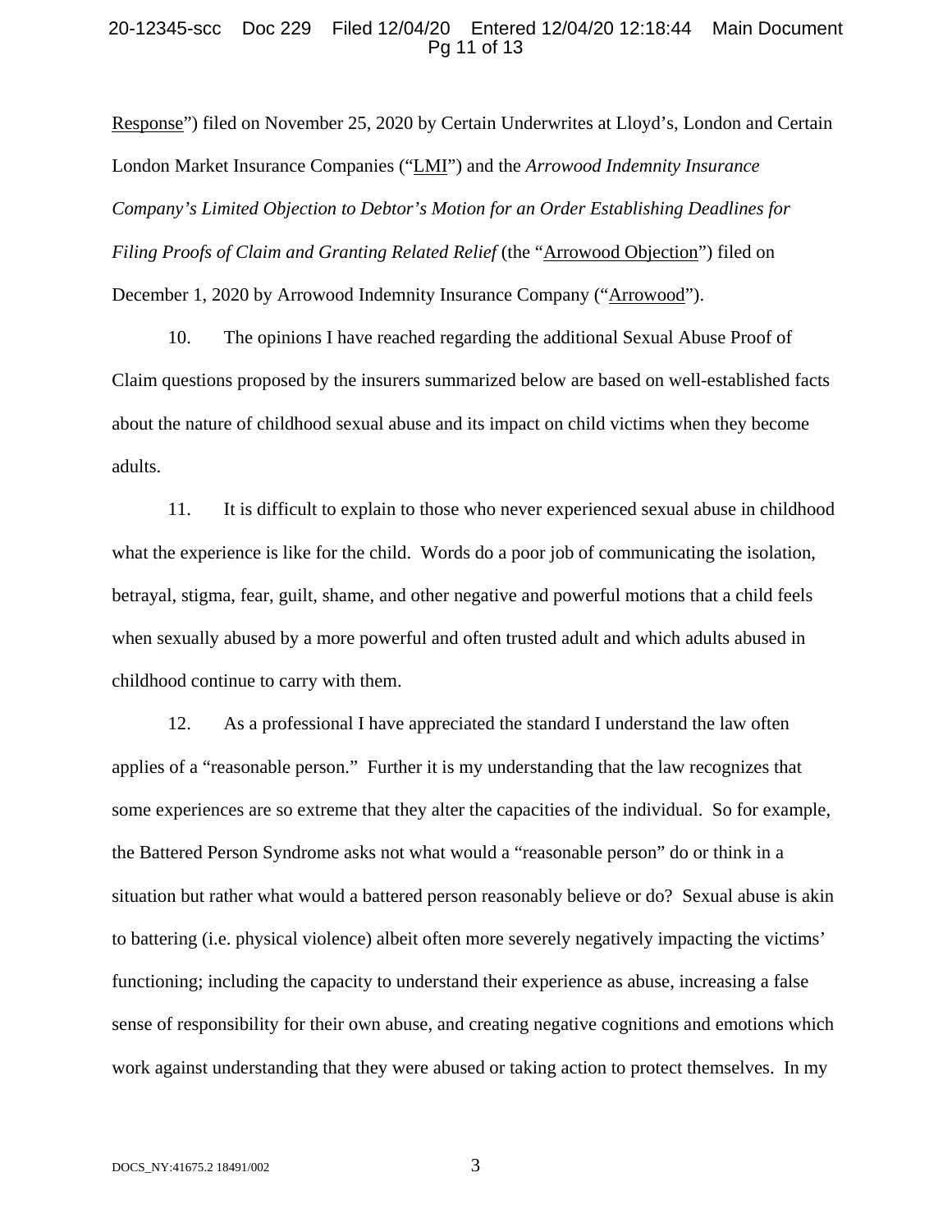Response") filed on November 25, 2020 by Certain Underwrites at Lloyd's, London and Certain London Market Insurance Companies ("LMI") and the *Arrowood Indemnity Insurance Company's Limited Objection to Debtor's Motion for an Order Establishing Deadlines for Filing Proofs of Claim and Granting Related Relief* (the "Arrowood Objection") filed on December 1, 2020 by Arrowood Indemnity Insurance Company ("Arrowood").

10. The opinions I have reached regarding the additional Sexual Abuse Proof of Claim questions proposed by the insurers summarized below are based on well-established facts about the nature of childhood sexual abuse and its impact on child victims when they become adults.

11. It is difficult to explain to those who never experienced sexual abuse in childhood what the experience is like for the child. Words do a poor job of communicating the isolation, betrayal, stigma, fear, guilt, shame, and other negative and powerful motions that a child feels when sexually abused by a more powerful and often trusted adult and which adults abused in childhood continue to carry with them.

12. As a professional I have appreciated the standard I understand the law often applies of a "reasonable person." Further it is my understanding that the law recognizes that some experiences are so extreme that they alter the capacities of the individual. So for example, the Battered Person Syndrome asks not what would a "reasonable person" do or think in a situation but rather what would a battered person reasonably believe or do? Sexual abuse is akin to battering (i.e. physical violence) albeit often more severely negatively impacting the victims' functioning; including the capacity to understand their experience as abuse, increasing a false sense of responsibility for their own abuse, and creating negative cognitions and emotions which work against understanding that they were abused or taking action to protect themselves. In my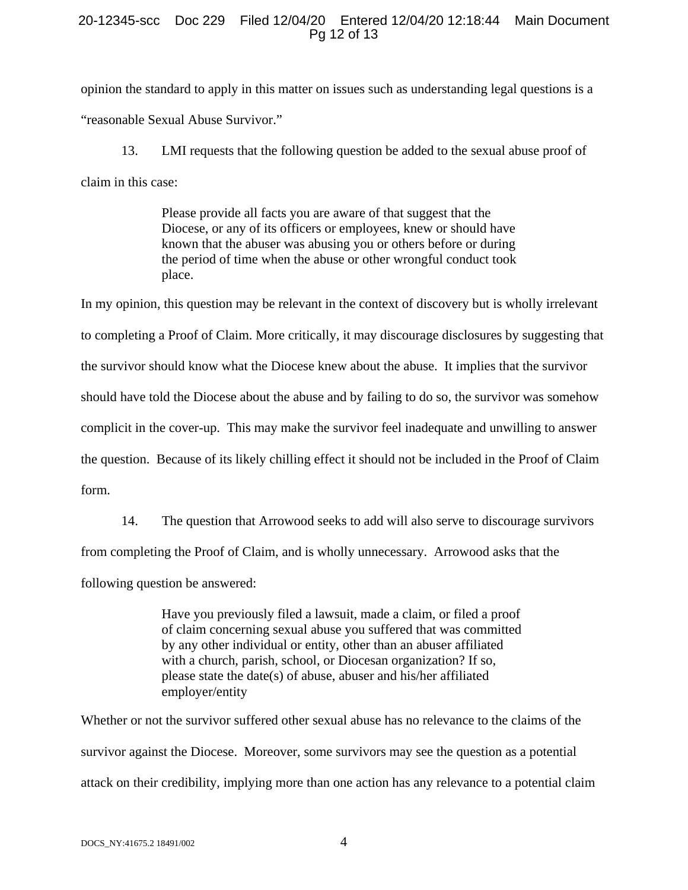opinion the standard to apply in this matter on issues such as understanding legal questions is a "reasonable Sexual Abuse Survivor."

13. LMI requests that the following question be added to the sexual abuse proof of claim in this case:

> Please provide all facts you are aware of that suggest that the Diocese, or any of its officers or employees, knew or should have known that the abuser was abusing you or others before or during the period of time when the abuse or other wrongful conduct took place.

In my opinion, this question may be relevant in the context of discovery but is wholly irrelevant to completing a Proof of Claim. More critically, it may discourage disclosures by suggesting that the survivor should know what the Diocese knew about the abuse. It implies that the survivor should have told the Diocese about the abuse and by failing to do so, the survivor was somehow complicit in the cover-up. This may make the survivor feel inadequate and unwilling to answer the question. Because of its likely chilling effect it should not be included in the Proof of Claim form.

14. The question that Arrowood seeks to add will also serve to discourage survivors from completing the Proof of Claim, and is wholly unnecessary. Arrowood asks that the following question be answered:

> Have you previously filed a lawsuit, made a claim, or filed a proof of claim concerning sexual abuse you suffered that was committed by any other individual or entity, other than an abuser affiliated with a church, parish, school, or Diocesan organization? If so, please state the date(s) of abuse, abuser and his/her affiliated employer/entity

Whether or not the survivor suffered other sexual abuse has no relevance to the claims of the survivor against the Diocese. Moreover, some survivors may see the question as a potential attack on their credibility, implying more than one action has any relevance to a potential claim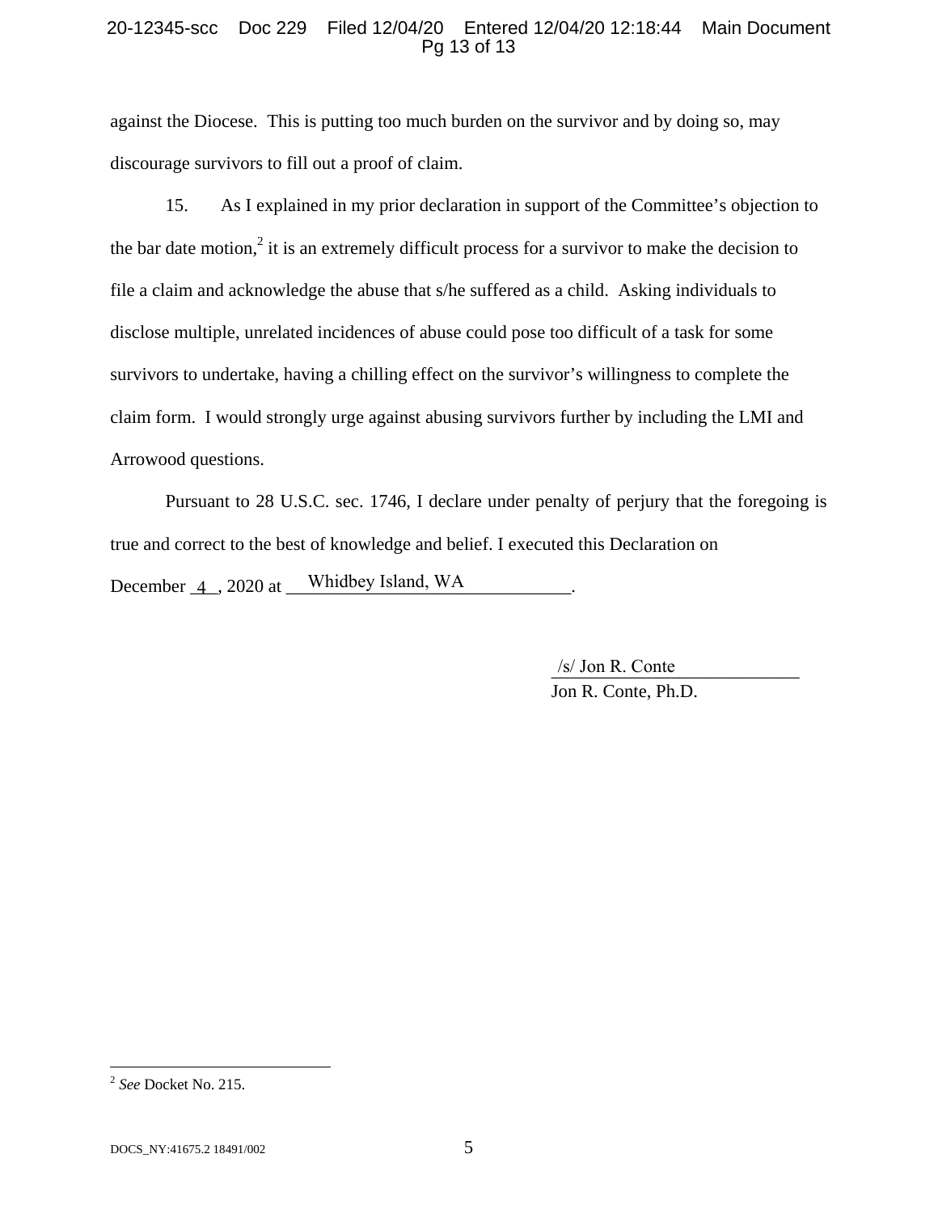against the Diocese. This is putting too much burden on the survivor and by doing so, may discourage survivors to fill out a proof of claim.

15. As I explained in my prior declaration in support of the Committee's objection to the bar date motion,[2] it is an extremely difficult process for a survivor to make the decision to file a claim and acknowledge the abuse that s/he suffered as a child. Asking individuals to disclose multiple, unrelated incidences of abuse could pose too difficult of a task for some survivors to undertake, having a chilling effect on the survivor's willingness to complete the claim form. I would strongly urge against abusing survivors further by including the LMI and Arrowood questions.

Pursuant to 28 U.S.C. sec. 1746, I declare under penalty of perjury that the foregoing is true and correct to the best of knowledge and belief. I executed this Declaration on December _4_, 2020 at Whidbey Island, WA.

/s/ Jon R. Conte
Jon R. Conte, Ph.D.

---

[2] *See* Docket No. 215.

DOCS_NY:41675.2 18491/002